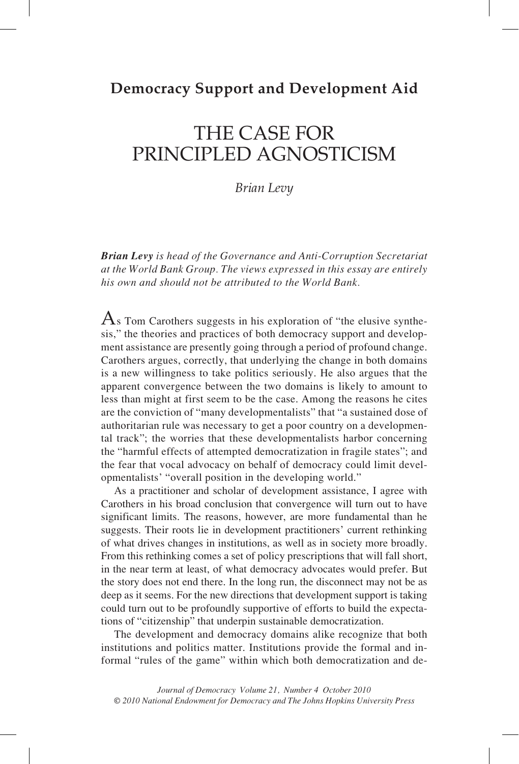**Democracy Support and Development Aid**

# THE CASE FOR PRINCIPLED AGNOSTICISM

*Brian Levy*

***Brian Levy*** *is head of the Governance and Anti-Corruption Secretariat at the World Bank Group. The views expressed in this essay are entirely his own and should not be attributed to the World Bank.*

As Tom Carothers suggests in his exploration of "the elusive synthesis," the theories and practices of both democracy support and development assistance are presently going through a period of profound change. Carothers argues, correctly, that underlying the change in both domains is a new willingness to take politics seriously. He also argues that the apparent convergence between the two domains is likely to amount to less than might at first seem to be the case. Among the reasons he cites are the conviction of "many developmentalists" that "a sustained dose of authoritarian rule was necessary to get a poor country on a developmental track"; the worries that these developmentalists harbor concerning the "harmful effects of attempted democratization in fragile states"; and the fear that vocal advocacy on behalf of democracy could limit developmentalists' "overall position in the developing world."

As a practitioner and scholar of development assistance, I agree with Carothers in his broad conclusion that convergence will turn out to have significant limits. The reasons, however, are more fundamental than he suggests. Their roots lie in development practitioners' current rethinking of what drives changes in institutions, as well as in society more broadly. From this rethinking comes a set of policy prescriptions that will fall short, in the near term at least, of what democracy advocates would prefer. But the story does not end there. In the long run, the disconnect may not be as deep as it seems. For the new directions that development support is taking could turn out to be profoundly supportive of efforts to build the expectations of "citizenship" that underpin sustainable democratization.

The development and democracy domains alike recognize that both institutions and politics matter. Institutions provide the formal and informal "rules of the game" within which both democratization and de-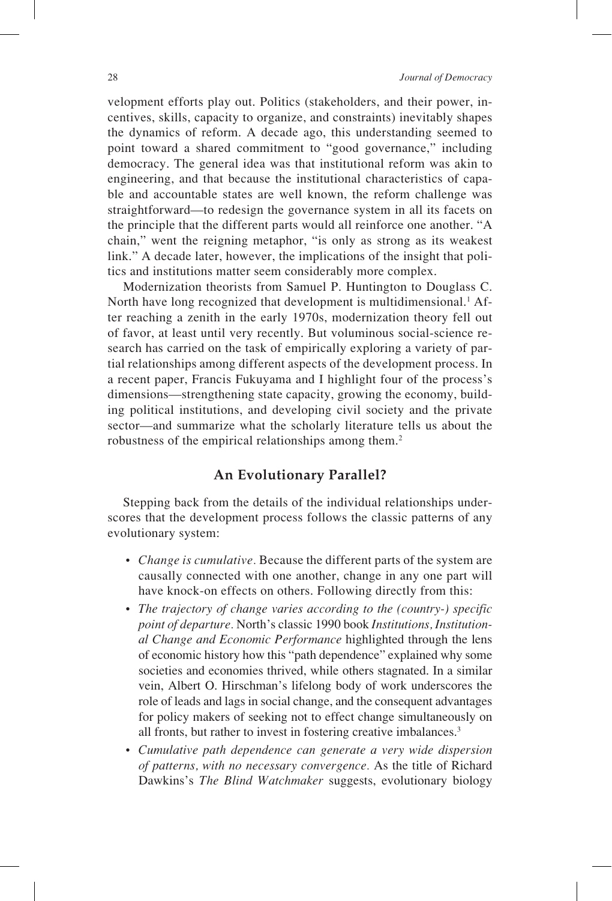velopment efforts play out. Politics (stakeholders, and their power, incentives, skills, capacity to organize, and constraints) inevitably shapes the dynamics of reform. A decade ago, this understanding seemed to point toward a shared commitment to "good governance," including democracy. The general idea was that institutional reform was akin to engineering, and that because the institutional characteristics of capable and accountable states are well known, the reform challenge was straightforward—to redesign the governance system in all its facets on the principle that the different parts would all reinforce one another. "A chain," went the reigning metaphor, "is only as strong as its weakest link." A decade later, however, the implications of the insight that politics and institutions matter seem considerably more complex.

Modernization theorists from Samuel P. Huntington to Douglass C. North have long recognized that development is multidimensional.[1] After reaching a zenith in the early 1970s, modernization theory fell out of favor, at least until very recently. But voluminous social-science research has carried on the task of empirically exploring a variety of partial relationships among different aspects of the development process. In a recent paper, Francis Fukuyama and I highlight four of the process's dimensions—strengthening state capacity, growing the economy, building political institutions, and developing civil society and the private sector—and summarize what the scholarly literature tells us about the robustness of the empirical relationships among them.[2]

## An Evolutionary Parallel?

Stepping back from the details of the individual relationships underscores that the development process follows the classic patterns of any evolutionary system:

- *Change is cumulative.* Because the different parts of the system are causally connected with one another, change in any one part will have knock-on effects on others. Following directly from this:
- *The trajectory of change varies according to the (country-) specific point of departure.* North's classic 1990 book *Institutions, Institutional Change and Economic Performance* highlighted through the lens of economic history how this "path dependence" explained why some societies and economies thrived, while others stagnated. In a similar vein, Albert O. Hirschman's lifelong body of work underscores the role of leads and lags in social change, and the consequent advantages for policy makers of seeking not to effect change simultaneously on all fronts, but rather to invest in fostering creative imbalances.[3]
- *Cumulative path dependence can generate a very wide dispersion of patterns, with no necessary convergence.* As the title of Richard Dawkins's *The Blind Watchmaker* suggests, evolutionary biology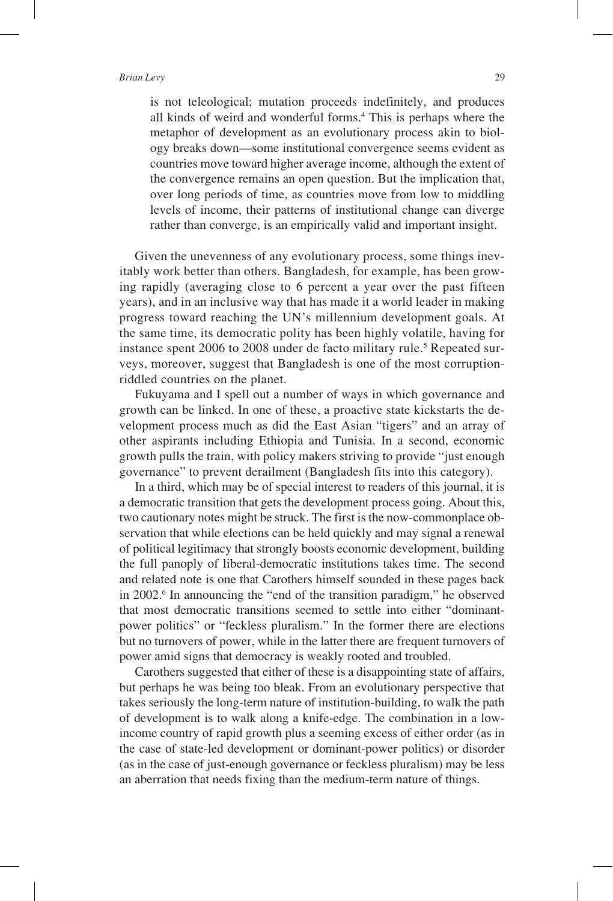is not teleological; mutation proceeds indefinitely, and produces all kinds of weird and wonderful forms.[4] This is perhaps where the metaphor of development as an evolutionary process akin to biology breaks down—some institutional convergence seems evident as countries move toward higher average income, although the extent of the convergence remains an open question. But the implication that, over long periods of time, as countries move from low to middling levels of income, their patterns of institutional change can diverge rather than converge, is an empirically valid and important insight.

Given the unevenness of any evolutionary process, some things inevitably work better than others. Bangladesh, for example, has been growing rapidly (averaging close to 6 percent a year over the past fifteen years), and in an inclusive way that has made it a world leader in making progress toward reaching the UN's millennium development goals. At the same time, its democratic polity has been highly volatile, having for instance spent 2006 to 2008 under de facto military rule.[5] Repeated surveys, moreover, suggest that Bangladesh is one of the most corruption-riddled countries on the planet.

Fukuyama and I spell out a number of ways in which governance and growth can be linked. In one of these, a proactive state kickstarts the development process much as did the East Asian "tigers" and an array of other aspirants including Ethiopia and Tunisia. In a second, economic growth pulls the train, with policy makers striving to provide "just enough governance" to prevent derailment (Bangladesh fits into this category).

In a third, which may be of special interest to readers of this journal, it is a democratic transition that gets the development process going. About this, two cautionary notes might be struck. The first is the now-commonplace observation that while elections can be held quickly and may signal a renewal of political legitimacy that strongly boosts economic development, building the full panoply of liberal-democratic institutions takes time. The second and related note is one that Carothers himself sounded in these pages back in 2002.[6] In announcing the "end of the transition paradigm," he observed that most democratic transitions seemed to settle into either "dominant-power politics" or "feckless pluralism." In the former there are elections but no turnovers of power, while in the latter there are frequent turnovers of power amid signs that democracy is weakly rooted and troubled.

Carothers suggested that either of these is a disappointing state of affairs, but perhaps he was being too bleak. From an evolutionary perspective that takes seriously the long-term nature of institution-building, to walk the path of development is to walk along a knife-edge. The combination in a low-income country of rapid growth plus a seeming excess of either order (as in the case of state-led development or dominant-power politics) or disorder (as in the case of just-enough governance or feckless pluralism) may be less an aberration that needs fixing than the medium-term nature of things.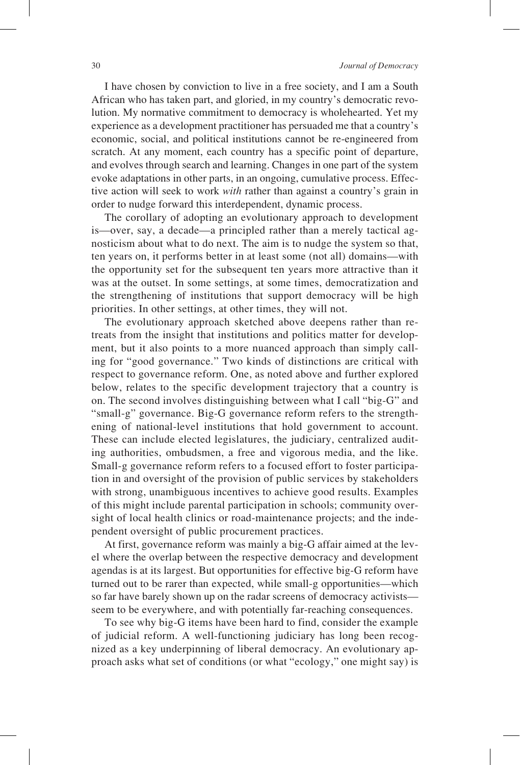I have chosen by conviction to live in a free society, and I am a South African who has taken part, and gloried, in my country's democratic revolution. My normative commitment to democracy is wholehearted. Yet my experience as a development practitioner has persuaded me that a country's economic, social, and political institutions cannot be re-engineered from scratch. At any moment, each country has a specific point of departure, and evolves through search and learning. Changes in one part of the system evoke adaptations in other parts, in an ongoing, cumulative process. Effective action will seek to work *with* rather than against a country's grain in order to nudge forward this interdependent, dynamic process.

The corollary of adopting an evolutionary approach to development is—over, say, a decade—a principled rather than a merely tactical agnosticism about what to do next. The aim is to nudge the system so that, ten years on, it performs better in at least some (not all) domains—with the opportunity set for the subsequent ten years more attractive than it was at the outset. In some settings, at some times, democratization and the strengthening of institutions that support democracy will be high priorities. In other settings, at other times, they will not.

The evolutionary approach sketched above deepens rather than retreats from the insight that institutions and politics matter for development, but it also points to a more nuanced approach than simply calling for "good governance." Two kinds of distinctions are critical with respect to governance reform. One, as noted above and further explored below, relates to the specific development trajectory that a country is on. The second involves distinguishing between what I call "big-G" and "small-g" governance. Big-G governance reform refers to the strengthening of national-level institutions that hold government to account. These can include elected legislatures, the judiciary, centralized auditing authorities, ombudsmen, a free and vigorous media, and the like. Small-g governance reform refers to a focused effort to foster participation in and oversight of the provision of public services by stakeholders with strong, unambiguous incentives to achieve good results. Examples of this might include parental participation in schools; community oversight of local health clinics or road-maintenance projects; and the independent oversight of public procurement practices.

At first, governance reform was mainly a big-G affair aimed at the level where the overlap between the respective democracy and development agendas is at its largest. But opportunities for effective big-G reform have turned out to be rarer than expected, while small-g opportunities—which so far have barely shown up on the radar screens of democracy activists—seem to be everywhere, and with potentially far-reaching consequences.

To see why big-G items have been hard to find, consider the example of judicial reform. A well-functioning judiciary has long been recognized as a key underpinning of liberal democracy. An evolutionary approach asks what set of conditions (or what "ecology," one might say) is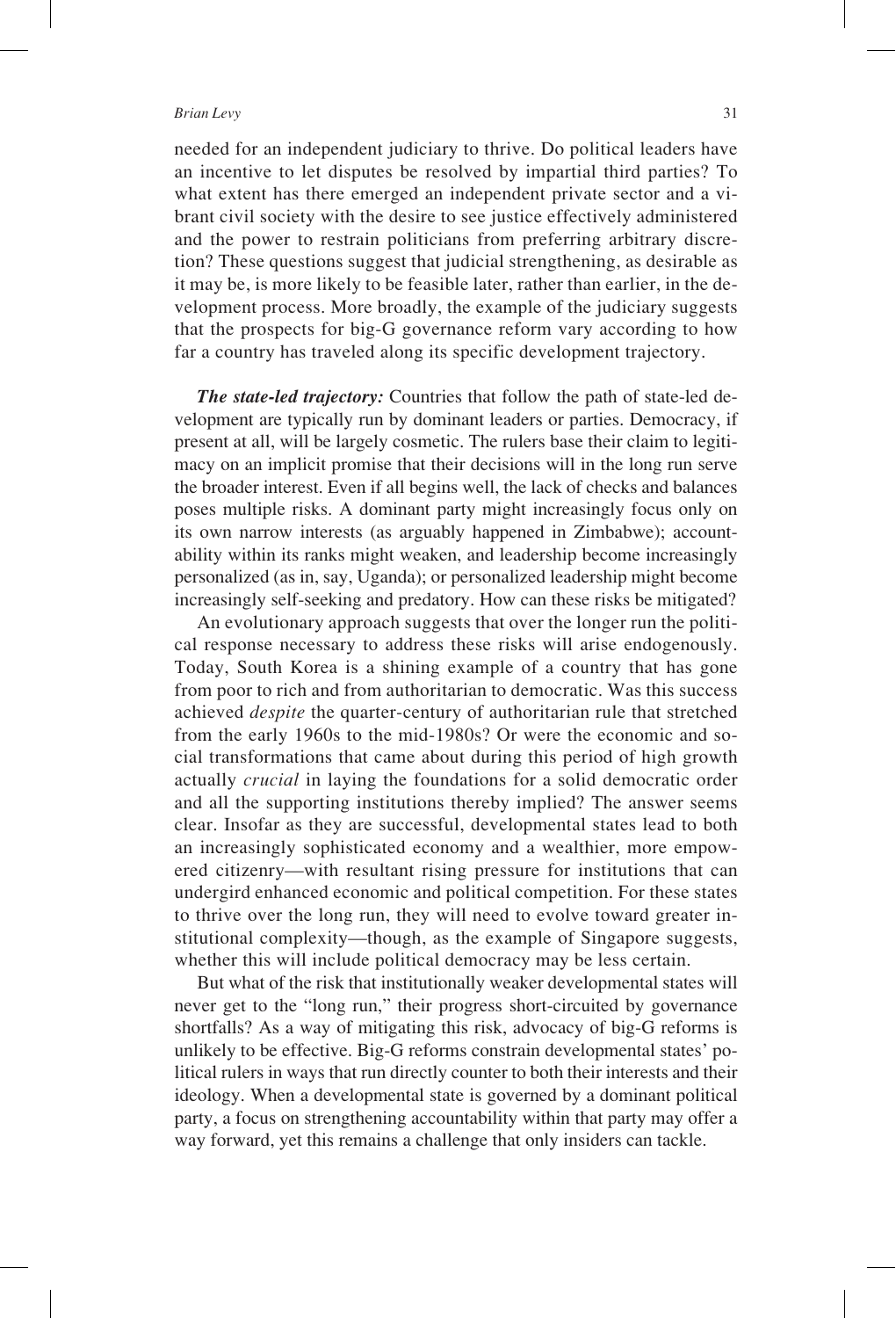needed for an independent judiciary to thrive. Do political leaders have an incentive to let disputes be resolved by impartial third parties? To what extent has there emerged an independent private sector and a vibrant civil society with the desire to see justice effectively administered and the power to restrain politicians from preferring arbitrary discretion? These questions suggest that judicial strengthening, as desirable as it may be, is more likely to be feasible later, rather than earlier, in the development process. More broadly, the example of the judiciary suggests that the prospects for big-G governance reform vary according to how far a country has traveled along its specific development trajectory.

***The state-led trajectory:*** Countries that follow the path of state-led development are typically run by dominant leaders or parties. Democracy, if present at all, will be largely cosmetic. The rulers base their claim to legitimacy on an implicit promise that their decisions will in the long run serve the broader interest. Even if all begins well, the lack of checks and balances poses multiple risks. A dominant party might increasingly focus only on its own narrow interests (as arguably happened in Zimbabwe); accountability within its ranks might weaken, and leadership become increasingly personalized (as in, say, Uganda); or personalized leadership might become increasingly self-seeking and predatory. How can these risks be mitigated?

An evolutionary approach suggests that over the longer run the political response necessary to address these risks will arise endogenously. Today, South Korea is a shining example of a country that has gone from poor to rich and from authoritarian to democratic. Was this success achieved *despite* the quarter-century of authoritarian rule that stretched from the early 1960s to the mid-1980s? Or were the economic and social transformations that came about during this period of high growth actually *crucial* in laying the foundations for a solid democratic order and all the supporting institutions thereby implied? The answer seems clear. Insofar as they are successful, developmental states lead to both an increasingly sophisticated economy and a wealthier, more empowered citizenry—with resultant rising pressure for institutions that can undergird enhanced economic and political competition. For these states to thrive over the long run, they will need to evolve toward greater institutional complexity—though, as the example of Singapore suggests, whether this will include political democracy may be less certain.

But what of the risk that institutionally weaker developmental states will never get to the "long run," their progress short-circuited by governance shortfalls? As a way of mitigating this risk, advocacy of big-G reforms is unlikely to be effective. Big-G reforms constrain developmental states' political rulers in ways that run directly counter to both their interests and their ideology. When a developmental state is governed by a dominant political party, a focus on strengthening accountability within that party may offer a way forward, yet this remains a challenge that only insiders can tackle.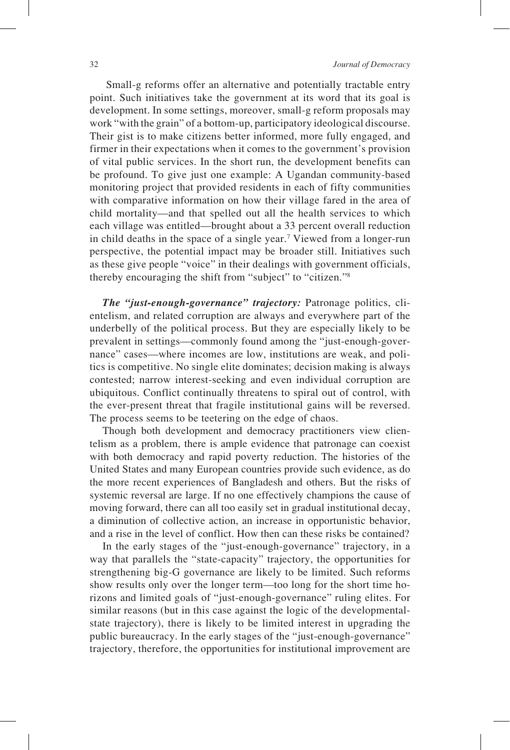Small-g reforms offer an alternative and potentially tractable entry point. Such initiatives take the government at its word that its goal is development. In some settings, moreover, small-g reform proposals may work "with the grain" of a bottom-up, participatory ideological discourse. Their gist is to make citizens better informed, more fully engaged, and firmer in their expectations when it comes to the government's provision of vital public services. In the short run, the development benefits can be profound. To give just one example: A Ugandan community-based monitoring project that provided residents in each of fifty communities with comparative information on how their village fared in the area of child mortality—and that spelled out all the health services to which each village was entitled—brought about a 33 percent overall reduction in child deaths in the space of a single year.[7] Viewed from a longer-run perspective, the potential impact may be broader still. Initiatives such as these give people "voice" in their dealings with government officials, thereby encouraging the shift from "subject" to "citizen."[8]

***The "just-enough-governance" trajectory:*** Patronage politics, clientelism, and related corruption are always and everywhere part of the underbelly of the political process. But they are especially likely to be prevalent in settings—commonly found among the "just-enough-governance" cases—where incomes are low, institutions are weak, and politics is competitive. No single elite dominates; decision making is always contested; narrow interest-seeking and even individual corruption are ubiquitous. Conflict continually threatens to spiral out of control, with the ever-present threat that fragile institutional gains will be reversed. The process seems to be teetering on the edge of chaos.

Though both development and democracy practitioners view clientelism as a problem, there is ample evidence that patronage can coexist with both democracy and rapid poverty reduction. The histories of the United States and many European countries provide such evidence, as do the more recent experiences of Bangladesh and others. But the risks of systemic reversal are large. If no one effectively champions the cause of moving forward, there can all too easily set in gradual institutional decay, a diminution of collective action, an increase in opportunistic behavior, and a rise in the level of conflict. How then can these risks be contained?

In the early stages of the "just-enough-governance" trajectory, in a way that parallels the "state-capacity" trajectory, the opportunities for strengthening big-G governance are likely to be limited. Such reforms show results only over the longer term—too long for the short time horizons and limited goals of "just-enough-governance" ruling elites. For similar reasons (but in this case against the logic of the developmental-state trajectory), there is likely to be limited interest in upgrading the public bureaucracy. In the early stages of the "just-enough-governance" trajectory, therefore, the opportunities for institutional improvement are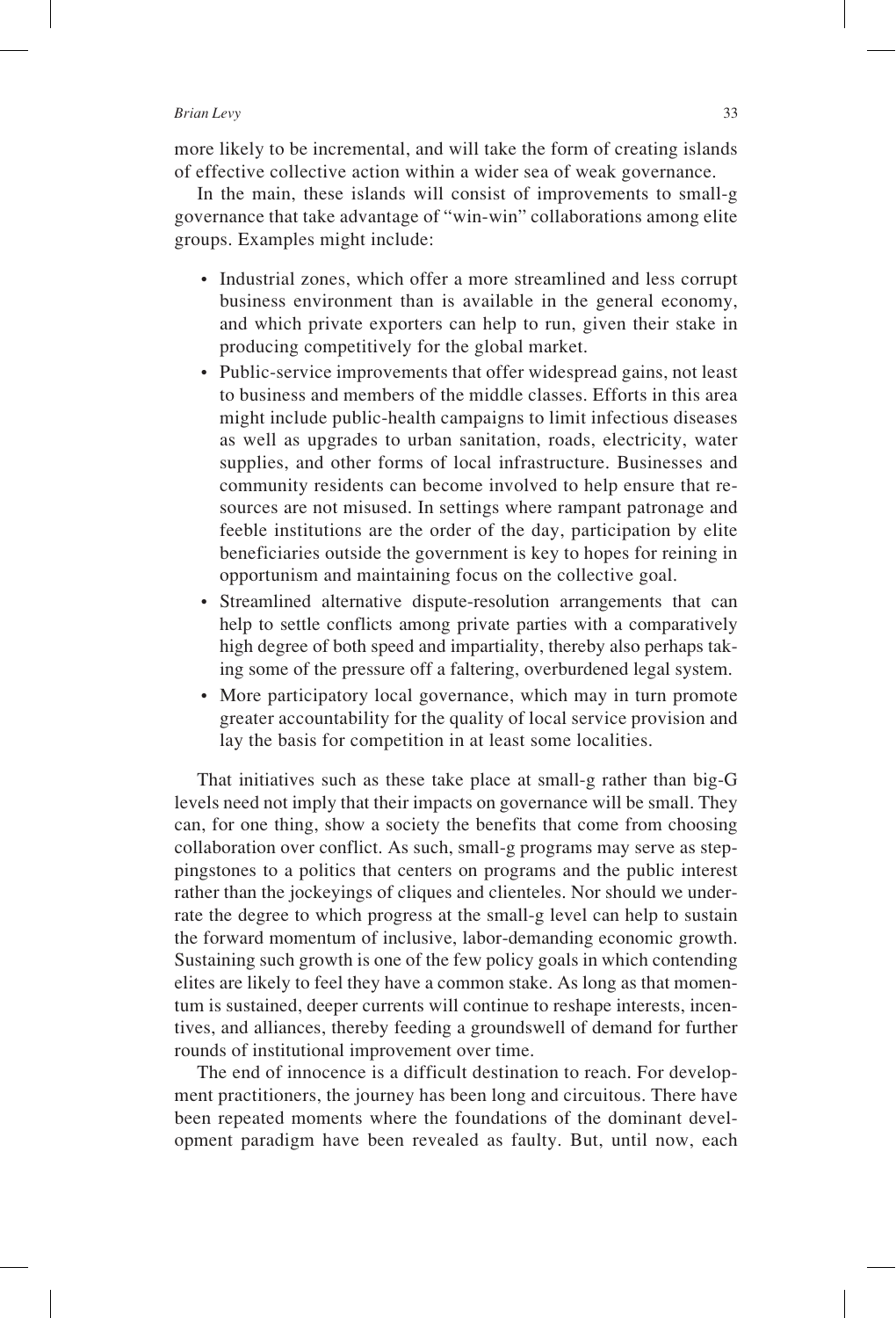more likely to be incremental, and will take the form of creating islands of effective collective action within a wider sea of weak governance.

In the main, these islands will consist of improvements to small-g governance that take advantage of "win-win" collaborations among elite groups. Examples might include:

- Industrial zones, which offer a more streamlined and less corrupt business environment than is available in the general economy, and which private exporters can help to run, given their stake in producing competitively for the global market.
- Public-service improvements that offer widespread gains, not least to business and members of the middle classes. Efforts in this area might include public-health campaigns to limit infectious diseases as well as upgrades to urban sanitation, roads, electricity, water supplies, and other forms of local infrastructure. Businesses and community residents can become involved to help ensure that resources are not misused. In settings where rampant patronage and feeble institutions are the order of the day, participation by elite beneficiaries outside the government is key to hopes for reining in opportunism and maintaining focus on the collective goal.
- Streamlined alternative dispute-resolution arrangements that can help to settle conflicts among private parties with a comparatively high degree of both speed and impartiality, thereby also perhaps taking some of the pressure off a faltering, overburdened legal system.
- More participatory local governance, which may in turn promote greater accountability for the quality of local service provision and lay the basis for competition in at least some localities.

That initiatives such as these take place at small-g rather than big-G levels need not imply that their impacts on governance will be small. They can, for one thing, show a society the benefits that come from choosing collaboration over conflict. As such, small-g programs may serve as steppingstones to a politics that centers on programs and the public interest rather than the jockeyings of cliques and clienteles. Nor should we underrate the degree to which progress at the small-g level can help to sustain the forward momentum of inclusive, labor-demanding economic growth. Sustaining such growth is one of the few policy goals in which contending elites are likely to feel they have a common stake. As long as that momentum is sustained, deeper currents will continue to reshape interests, incentives, and alliances, thereby feeding a groundswell of demand for further rounds of institutional improvement over time.

The end of innocence is a difficult destination to reach. For development practitioners, the journey has been long and circuitous. There have been repeated moments where the foundations of the dominant development paradigm have been revealed as faulty. But, until now, each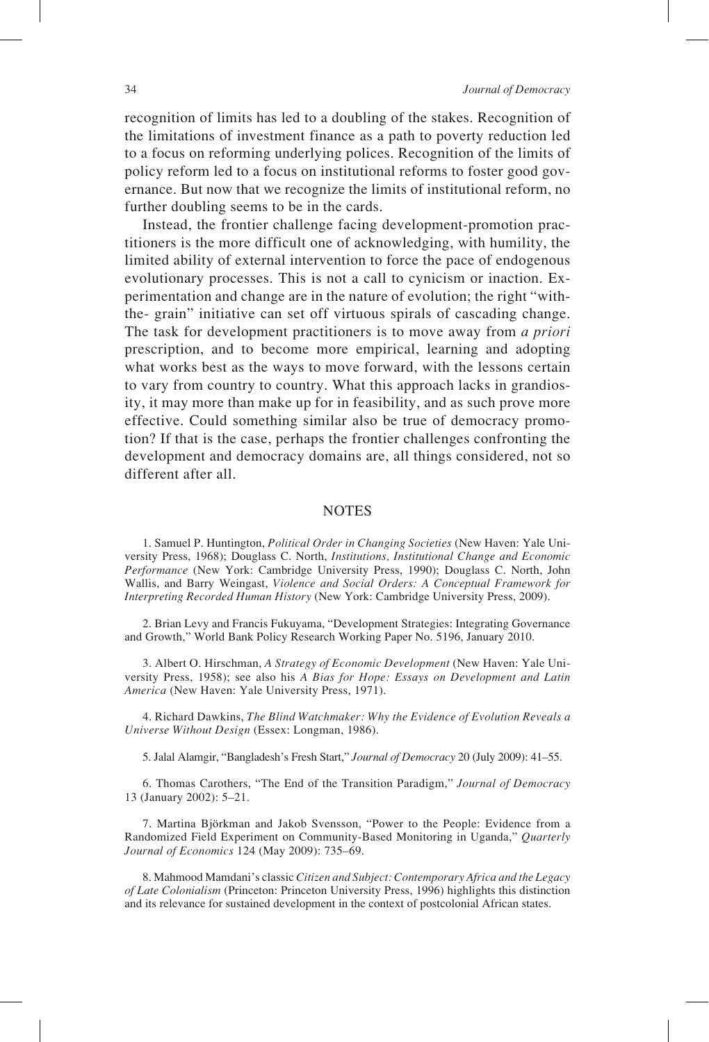recognition of limits has led to a doubling of the stakes. Recognition of the limitations of investment finance as a path to poverty reduction led to a focus on reforming underlying polices. Recognition of the limits of policy reform led to a focus on institutional reforms to foster good governance. But now that we recognize the limits of institutional reform, no further doubling seems to be in the cards.

Instead, the frontier challenge facing development-promotion practitioners is the more difficult one of acknowledging, with humility, the limited ability of external intervention to force the pace of endogenous evolutionary processes. This is not a call to cynicism or inaction. Experimentation and change are in the nature of evolution; the right "with-the- grain" initiative can set off virtuous spirals of cascading change. The task for development practitioners is to move away from *a priori* prescription, and to become more empirical, learning and adopting what works best as the ways to move forward, with the lessons certain to vary from country to country. What this approach lacks in grandiosity, it may more than make up for in feasibility, and as such prove more effective. Could something similar also be true of democracy promotion? If that is the case, perhaps the frontier challenges confronting the development and democracy domains are, all things considered, not so different after all.

## NOTES

1. Samuel P. Huntington, *Political Order in Changing Societies* (New Haven: Yale University Press, 1968); Douglass C. North, *Institutions, Institutional Change and Economic Performance* (New York: Cambridge University Press, 1990); Douglass C. North, John Wallis, and Barry Weingast, *Violence and Social Orders: A Conceptual Framework for Interpreting Recorded Human History* (New York: Cambridge University Press, 2009).

2. Brian Levy and Francis Fukuyama, "Development Strategies: Integrating Governance and Growth," World Bank Policy Research Working Paper No. 5196, January 2010.

3. Albert O. Hirschman, *A Strategy of Economic Development* (New Haven: Yale University Press, 1958); see also his *A Bias for Hope: Essays on Development and Latin America* (New Haven: Yale University Press, 1971).

4. Richard Dawkins, *The Blind Watchmaker: Why the Evidence of Evolution Reveals a Universe Without Design* (Essex: Longman, 1986).

5. Jalal Alamgir, "Bangladesh's Fresh Start," *Journal of Democracy* 20 (July 2009): 41–55.

6. Thomas Carothers, "The End of the Transition Paradigm," *Journal of Democracy* 13 (January 2002): 5–21.

7. Martina Björkman and Jakob Svensson, "Power to the People: Evidence from a Randomized Field Experiment on Community-Based Monitoring in Uganda," *Quarterly Journal of Economics* 124 (May 2009): 735–69.

8. Mahmood Mamdani's classic *Citizen and Subject: Contemporary Africa and the Legacy of Late Colonialism* (Princeton: Princeton University Press, 1996) highlights this distinction and its relevance for sustained development in the context of postcolonial African states.